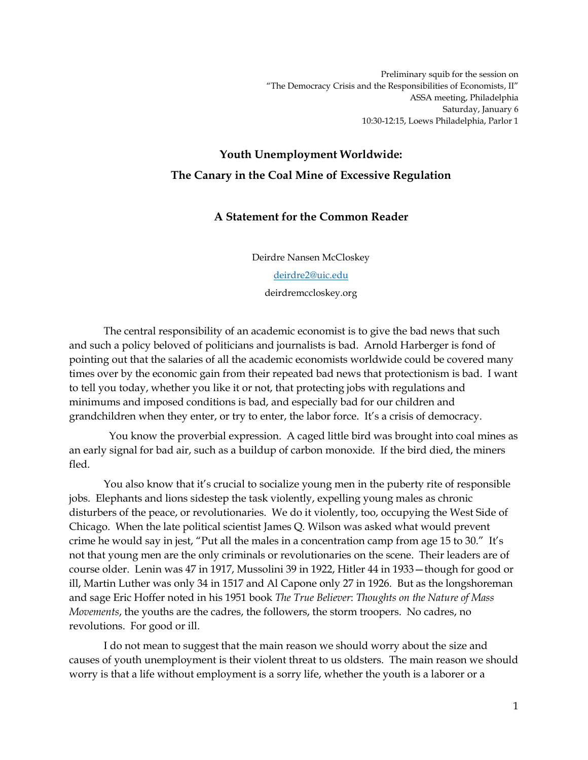Preliminary squib for the session on
"The Democracy Crisis and the Responsibilities of Economists, II"
ASSA meeting, Philadelphia
Saturday, January 6
10:30-12:15, Loews Philadelphia, Parlor 1

# Youth Unemployment Worldwide:
# The Canary in the Coal Mine of Excessive Regulation

## A Statement for the Common Reader

Deirdre Nansen McCloskey

deirdre2@uic.edu

deirdremccloskey.org

The central responsibility of an academic economist is to give the bad news that such and such a policy beloved of politicians and journalists is bad. Arnold Harberger is fond of pointing out that the salaries of all the academic economists worldwide could be covered many times over by the economic gain from their repeated bad news that protectionism is bad. I want to tell you today, whether you like it or not, that protecting jobs with regulations and minimums and imposed conditions is bad, and especially bad for our children and grandchildren when they enter, or try to enter, the labor force. It's a crisis of democracy.

You know the proverbial expression. A caged little bird was brought into coal mines as an early signal for bad air, such as a buildup of carbon monoxide. If the bird died, the miners fled.

You also know that it's crucial to socialize young men in the puberty rite of responsible jobs. Elephants and lions sidestep the task violently, expelling young males as chronic disturbers of the peace, or revolutionaries. We do it violently, too, occupying the West Side of Chicago. When the late political scientist James Q. Wilson was asked what would prevent crime he would say in jest, "Put all the males in a concentration camp from age 15 to 30." It's not that young men are the only criminals or revolutionaries on the scene. Their leaders are of course older. Lenin was 47 in 1917, Mussolini 39 in 1922, Hitler 44 in 1933—though for good or ill, Martin Luther was only 34 in 1517 and Al Capone only 27 in 1926. But as the longshoreman and sage Eric Hoffer noted in his 1951 book *The True Believer*: *Thoughts on the Nature of Mass Movements*, the youths are the cadres, the followers, the storm troopers. No cadres, no revolutions. For good or ill.

I do not mean to suggest that the main reason we should worry about the size and causes of youth unemployment is their violent threat to us oldsters. The main reason we should worry is that a life without employment is a sorry life, whether the youth is a laborer or a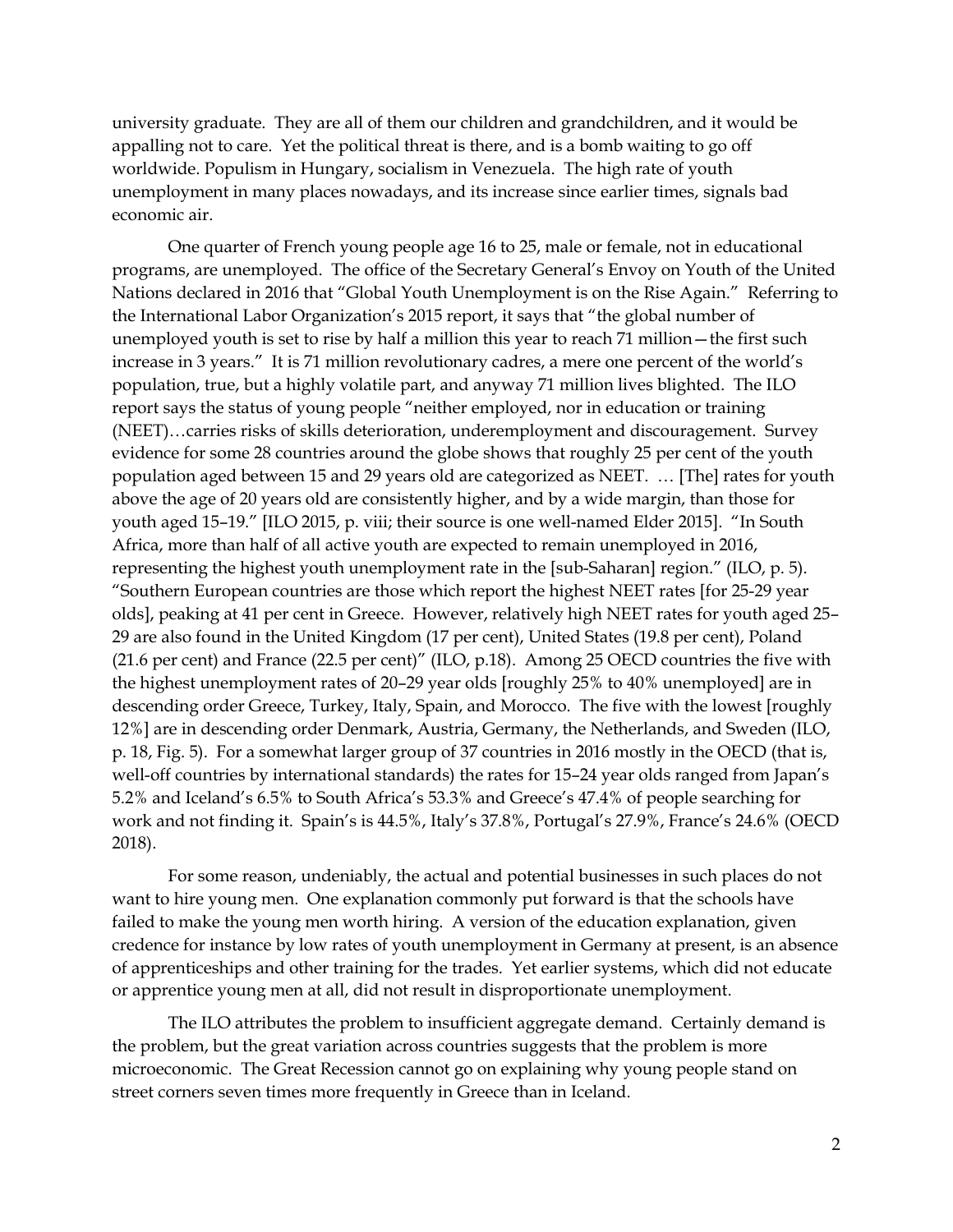university graduate. They are all of them our children and grandchildren, and it would be appalling not to care. Yet the political threat is there, and is a bomb waiting to go off worldwide. Populism in Hungary, socialism in Venezuela. The high rate of youth unemployment in many places nowadays, and its increase since earlier times, signals bad economic air.

One quarter of French young people age 16 to 25, male or female, not in educational programs, are unemployed. The office of the Secretary General's Envoy on Youth of the United Nations declared in 2016 that "Global Youth Unemployment is on the Rise Again." Referring to the International Labor Organization's 2015 report, it says that "the global number of unemployed youth is set to rise by half a million this year to reach 71 million—the first such increase in 3 years." It is 71 million revolutionary cadres, a mere one percent of the world's population, true, but a highly volatile part, and anyway 71 million lives blighted. The ILO report says the status of young people "neither employed, nor in education or training (NEET)…carries risks of skills deterioration, underemployment and discouragement. Survey evidence for some 28 countries around the globe shows that roughly 25 per cent of the youth population aged between 15 and 29 years old are categorized as NEET. … [The] rates for youth above the age of 20 years old are consistently higher, and by a wide margin, than those for youth aged 15–19." [ILO 2015, p. viii; their source is one well-named Elder 2015]. "In South Africa, more than half of all active youth are expected to remain unemployed in 2016, representing the highest youth unemployment rate in the [sub-Saharan] region." (ILO, p. 5). "Southern European countries are those which report the highest NEET rates [for 25-29 year olds], peaking at 41 per cent in Greece. However, relatively high NEET rates for youth aged 25–29 are also found in the United Kingdom (17 per cent), United States (19.8 per cent), Poland (21.6 per cent) and France (22.5 per cent)" (ILO, p.18). Among 25 OECD countries the five with the highest unemployment rates of 20–29 year olds [roughly 25% to 40% unemployed] are in descending order Greece, Turkey, Italy, Spain, and Morocco. The five with the lowest [roughly 12%] are in descending order Denmark, Austria, Germany, the Netherlands, and Sweden (ILO, p. 18, Fig. 5). For a somewhat larger group of 37 countries in 2016 mostly in the OECD (that is, well-off countries by international standards) the rates for 15–24 year olds ranged from Japan's 5.2% and Iceland's 6.5% to South Africa's 53.3% and Greece's 47.4% of people searching for work and not finding it. Spain's is 44.5%, Italy's 37.8%, Portugal's 27.9%, France's 24.6% (OECD 2018).

For some reason, undeniably, the actual and potential businesses in such places do not want to hire young men. One explanation commonly put forward is that the schools have failed to make the young men worth hiring. A version of the education explanation, given credence for instance by low rates of youth unemployment in Germany at present, is an absence of apprenticeships and other training for the trades. Yet earlier systems, which did not educate or apprentice young men at all, did not result in disproportionate unemployment.

The ILO attributes the problem to insufficient aggregate demand. Certainly demand is the problem, but the great variation across countries suggests that the problem is more microeconomic. The Great Recession cannot go on explaining why young people stand on street corners seven times more frequently in Greece than in Iceland.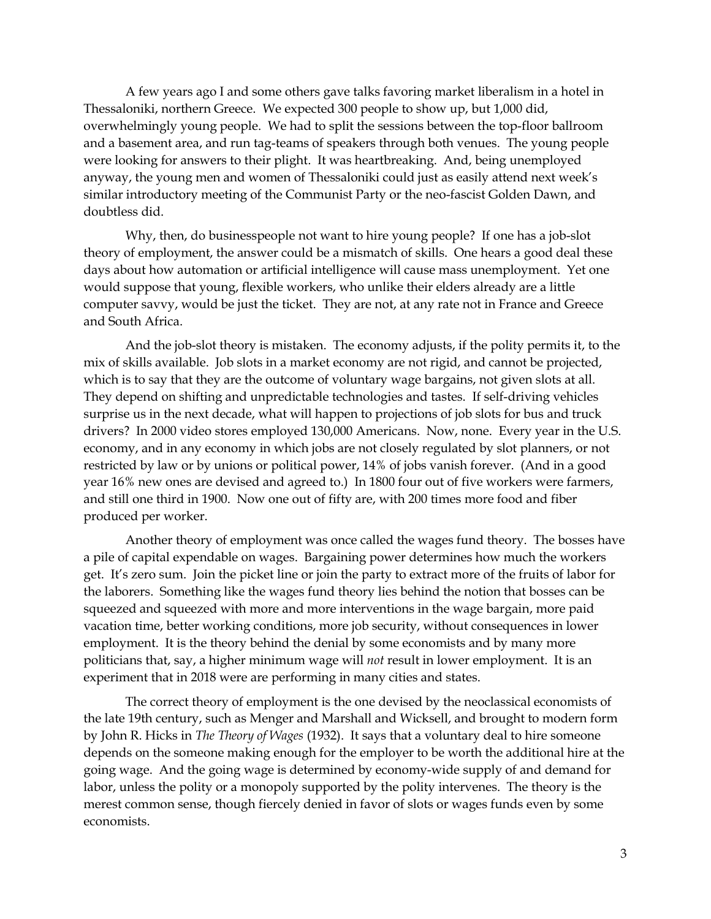A few years ago I and some others gave talks favoring market liberalism in a hotel in Thessaloniki, northern Greece. We expected 300 people to show up, but 1,000 did, overwhelmingly young people. We had to split the sessions between the top-floor ballroom and a basement area, and run tag-teams of speakers through both venues. The young people were looking for answers to their plight. It was heartbreaking. And, being unemployed anyway, the young men and women of Thessaloniki could just as easily attend next week's similar introductory meeting of the Communist Party or the neo-fascist Golden Dawn, and doubtless did.

Why, then, do businesspeople not want to hire young people? If one has a job-slot theory of employment, the answer could be a mismatch of skills. One hears a good deal these days about how automation or artificial intelligence will cause mass unemployment. Yet one would suppose that young, flexible workers, who unlike their elders already are a little computer savvy, would be just the ticket. They are not, at any rate not in France and Greece and South Africa.

And the job-slot theory is mistaken. The economy adjusts, if the polity permits it, to the mix of skills available. Job slots in a market economy are not rigid, and cannot be projected, which is to say that they are the outcome of voluntary wage bargains, not given slots at all. They depend on shifting and unpredictable technologies and tastes. If self-driving vehicles surprise us in the next decade, what will happen to projections of job slots for bus and truck drivers? In 2000 video stores employed 130,000 Americans. Now, none. Every year in the U.S. economy, and in any economy in which jobs are not closely regulated by slot planners, or not restricted by law or by unions or political power, 14% of jobs vanish forever. (And in a good year 16% new ones are devised and agreed to.) In 1800 four out of five workers were farmers, and still one third in 1900. Now one out of fifty are, with 200 times more food and fiber produced per worker.

Another theory of employment was once called the wages fund theory. The bosses have a pile of capital expendable on wages. Bargaining power determines how much the workers get. It's zero sum. Join the picket line or join the party to extract more of the fruits of labor for the laborers. Something like the wages fund theory lies behind the notion that bosses can be squeezed and squeezed with more and more interventions in the wage bargain, more paid vacation time, better working conditions, more job security, without consequences in lower employment. It is the theory behind the denial by some economists and by many more politicians that, say, a higher minimum wage will *not* result in lower employment. It is an experiment that in 2018 were are performing in many cities and states.

The correct theory of employment is the one devised by the neoclassical economists of the late 19th century, such as Menger and Marshall and Wicksell, and brought to modern form by John R. Hicks in *The Theory of Wages* (1932). It says that a voluntary deal to hire someone depends on the someone making enough for the employer to be worth the additional hire at the going wage. And the going wage is determined by economy-wide supply of and demand for labor, unless the polity or a monopoly supported by the polity intervenes. The theory is the merest common sense, though fiercely denied in favor of slots or wages funds even by some economists.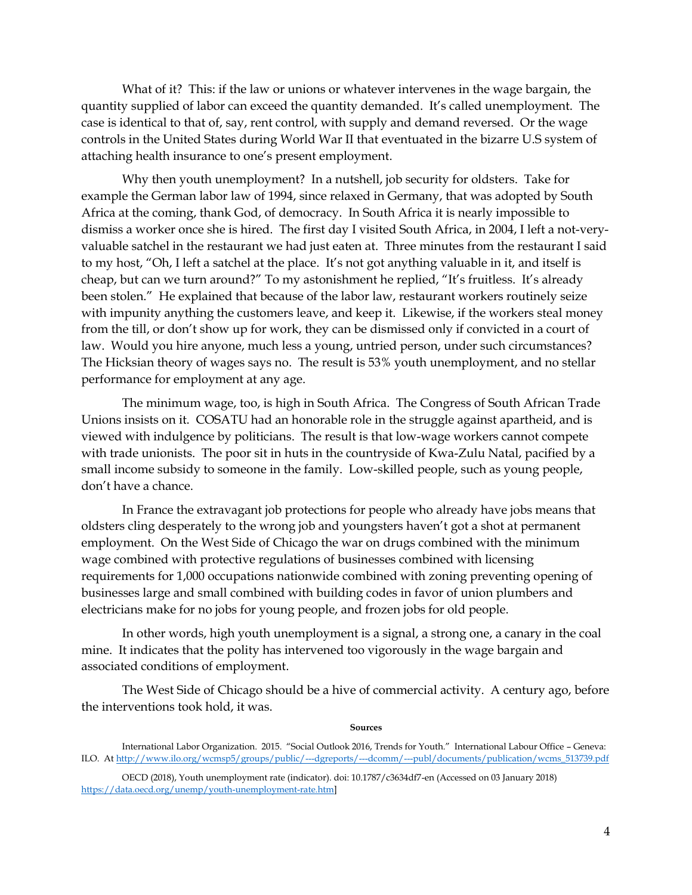What of it? This: if the law or unions or whatever intervenes in the wage bargain, the quantity supplied of labor can exceed the quantity demanded. It's called unemployment. The case is identical to that of, say, rent control, with supply and demand reversed. Or the wage controls in the United States during World War II that eventuated in the bizarre U.S system of attaching health insurance to one's present employment.

Why then youth unemployment? In a nutshell, job security for oldsters. Take for example the German labor law of 1994, since relaxed in Germany, that was adopted by South Africa at the coming, thank God, of democracy. In South Africa it is nearly impossible to dismiss a worker once she is hired. The first day I visited South Africa, in 2004, I left a not-very-valuable satchel in the restaurant we had just eaten at. Three minutes from the restaurant I said to my host, "Oh, I left a satchel at the place. It's not got anything valuable in it, and itself is cheap, but can we turn around?" To my astonishment he replied, "It's fruitless. It's already been stolen." He explained that because of the labor law, restaurant workers routinely seize with impunity anything the customers leave, and keep it. Likewise, if the workers steal money from the till, or don't show up for work, they can be dismissed only if convicted in a court of law. Would you hire anyone, much less a young, untried person, under such circumstances? The Hicksian theory of wages says no. The result is 53% youth unemployment, and no stellar performance for employment at any age.

The minimum wage, too, is high in South Africa. The Congress of South African Trade Unions insists on it. COSATU had an honorable role in the struggle against apartheid, and is viewed with indulgence by politicians. The result is that low-wage workers cannot compete with trade unionists. The poor sit in huts in the countryside of Kwa-Zulu Natal, pacified by a small income subsidy to someone in the family. Low-skilled people, such as young people, don't have a chance.

In France the extravagant job protections for people who already have jobs means that oldsters cling desperately to the wrong job and youngsters haven't got a shot at permanent employment. On the West Side of Chicago the war on drugs combined with the minimum wage combined with protective regulations of businesses combined with licensing requirements for 1,000 occupations nationwide combined with zoning preventing opening of businesses large and small combined with building codes in favor of union plumbers and electricians make for no jobs for young people, and frozen jobs for old people.

In other words, high youth unemployment is a signal, a strong one, a canary in the coal mine. It indicates that the polity has intervened too vigorously in the wage bargain and associated conditions of employment.

The West Side of Chicago should be a hive of commercial activity. A century ago, before the interventions took hold, it was.

**Sources**

International Labor Organization. 2015. "Social Outlook 2016, Trends for Youth." International Labour Office – Geneva: ILO. At http://www.ilo.org/wcmsp5/groups/public/---dgreports/---dcomm/---publ/documents/publication/wcms_513739.pdf

OECD (2018), Youth unemployment rate (indicator). doi: 10.1787/c3634df7-en (Accessed on 03 January 2018) https://data.oecd.org/unemp/youth-unemployment-rate.htm]